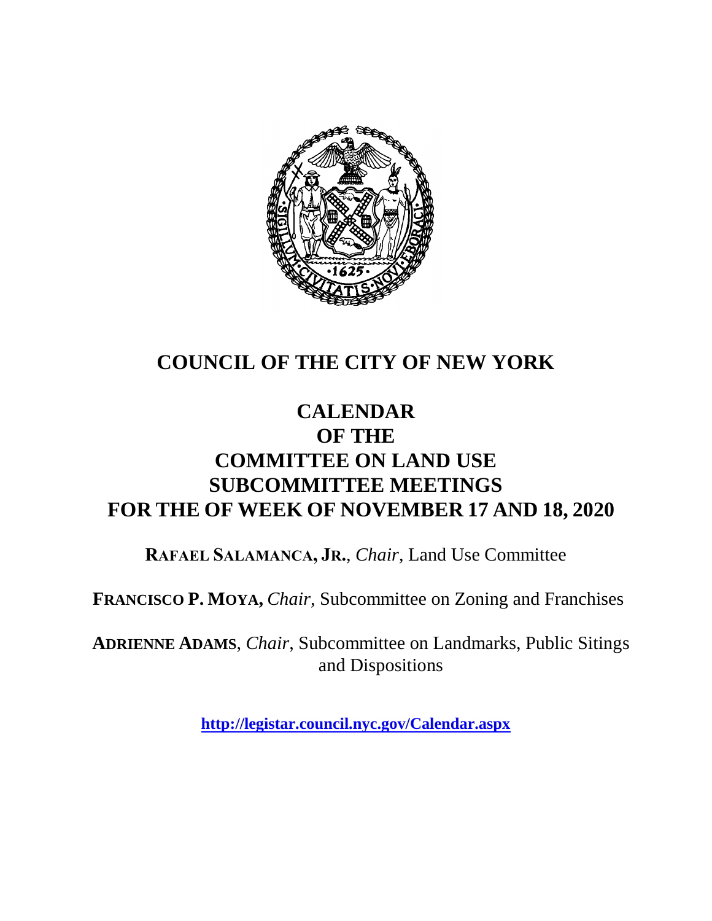# COUNCIL OF THE CITY OF NEW YORK

# CALENDAR
# OF THE
# COMMITTEE ON LAND USE
# SUBCOMMITTEE MEETINGS
# FOR THE OF WEEK OF NOVEMBER 17 AND 18, 2020

**RAFAEL SALAMANCA, JR.**, *Chair*, Land Use Committee

**FRANCISCO P. MOYA,** *Chair,* Subcommittee on Zoning and Franchises

**ADRIENNE ADAMS**, *Chair,* Subcommittee on Landmarks, Public Sitings and Dispositions

**http://legistar.council.nyc.gov/Calendar.aspx**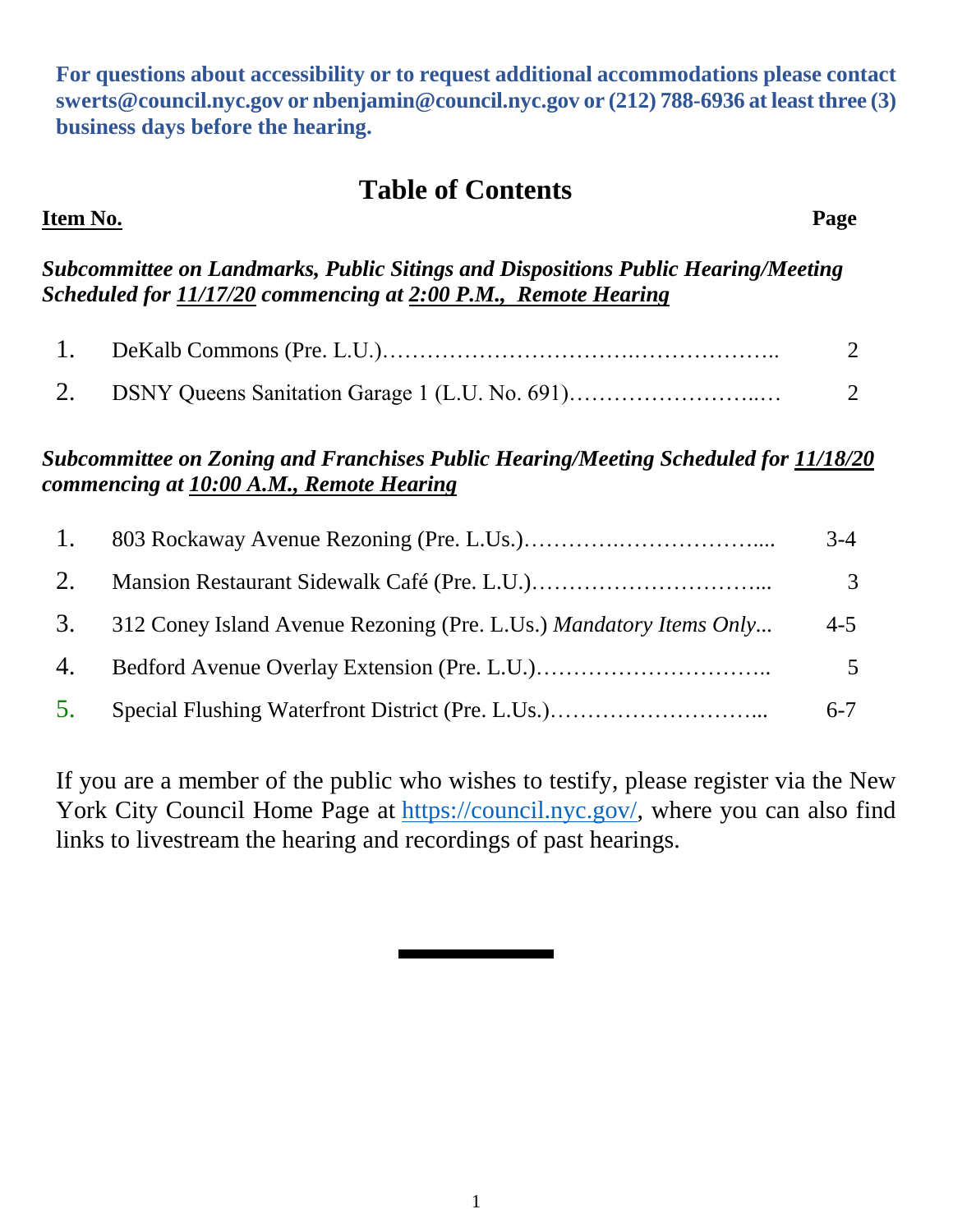**For questions about accessibility or to request additional accommodations please contact swerts@council.nyc.gov or nbenjamin@council.nyc.gov or (212) 788-6936 at least three (3) business days before the hearing.**

## Table of Contents

| **Item No.** | | **Page** |
|---|---|---|
| ***Subcommittee on Landmarks, Public Sitings and Dispositions Public Hearing/Meeting Scheduled for 11/17/20 commencing at 2:00 P.M., Remote Hearing*** | | |
| 1. | DeKalb Commons (Pre. L.U.)……………………………….……………….. | 2 |
| 2. | DSNY Queens Sanitation Garage 1 (L.U. No. 691)……………………..… | 2 |
| ***Subcommittee on Zoning and Franchises Public Hearing/Meeting Scheduled for 11/18/20 commencing at 10:00 A.M., Remote Hearing*** | | |
| 1. | 803 Rockaway Avenue Rezoning (Pre. L.Us.)…………….……………….... | 3-4 |
| 2. | Mansion Restaurant Sidewalk Café (Pre. L.U.)…………………………... | 3 |
| 3. | 312 Coney Island Avenue Rezoning (Pre. L.Us.) *Mandatory Items Only...* | 4-5 |
| 4. | Bedford Avenue Overlay Extension (Pre. L.U.)………………………….. | 5 |
| 5. | Special Flushing Waterfront District (Pre. L.Us.)………………………... | 6-7 |

If you are a member of the public who wishes to testify, please register via the New York City Council Home Page at https://council.nyc.gov/, where you can also find links to livestream the hearing and recordings of past hearings.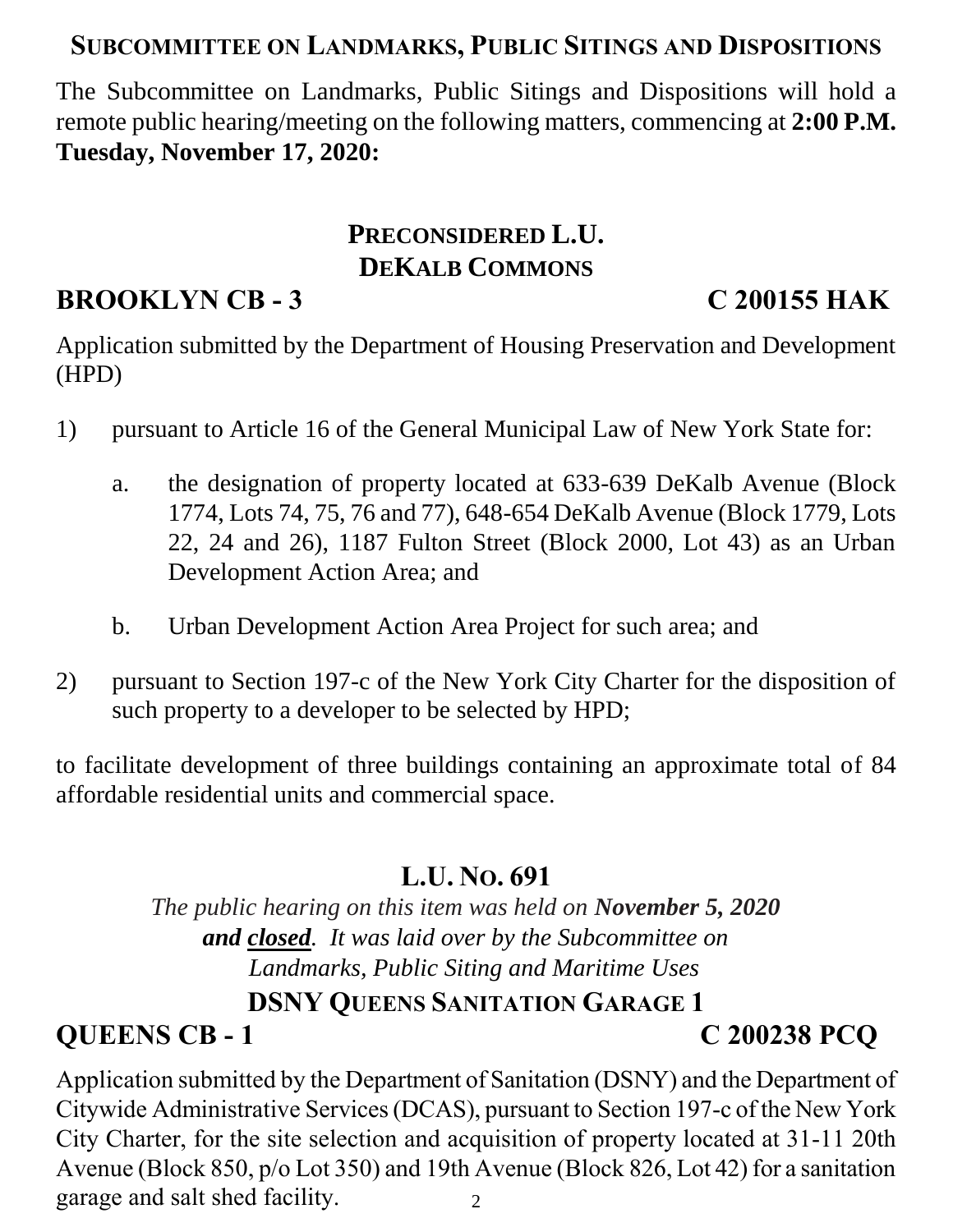## Subcommittee on Landmarks, Public Sitings and Dispositions

The Subcommittee on Landmarks, Public Sitings and Dispositions will hold a remote public hearing/meeting on the following matters, commencing at **2:00 P.M. Tuesday, November 17, 2020:**

### Preconsidered L.U.
### DeKalb Commons

**BROOKLYN CB - 3** **C 200155 HAK**

Application submitted by the Department of Housing Preservation and Development (HPD)

1) pursuant to Article 16 of the General Municipal Law of New York State for:

   a. the designation of property located at 633-639 DeKalb Avenue (Block 1774, Lots 74, 75, 76 and 77), 648-654 DeKalb Avenue (Block 1779, Lots 22, 24 and 26), 1187 Fulton Street (Block 2000, Lot 43) as an Urban Development Action Area; and

   b. Urban Development Action Area Project for such area; and

2) pursuant to Section 197-c of the New York City Charter for the disposition of such property to a developer to be selected by HPD;

to facilitate development of three buildings containing an approximate total of 84 affordable residential units and commercial space.

### L.U. No. 691

*The public hearing on this item was held on **November 5, 2020** **and closed**. It was laid over by the Subcommittee on Landmarks, Public Siting and Maritime Uses*

### DSNY Queens Sanitation Garage 1

**QUEENS CB - 1** **C 200238 PCQ**

Application submitted by the Department of Sanitation (DSNY) and the Department of Citywide Administrative Services (DCAS), pursuant to Section 197-c of the New York City Charter, for the site selection and acquisition of property located at 31-11 20th Avenue (Block 850, p/o Lot 350) and 19th Avenue (Block 826, Lot 42) for a sanitation garage and salt shed facility.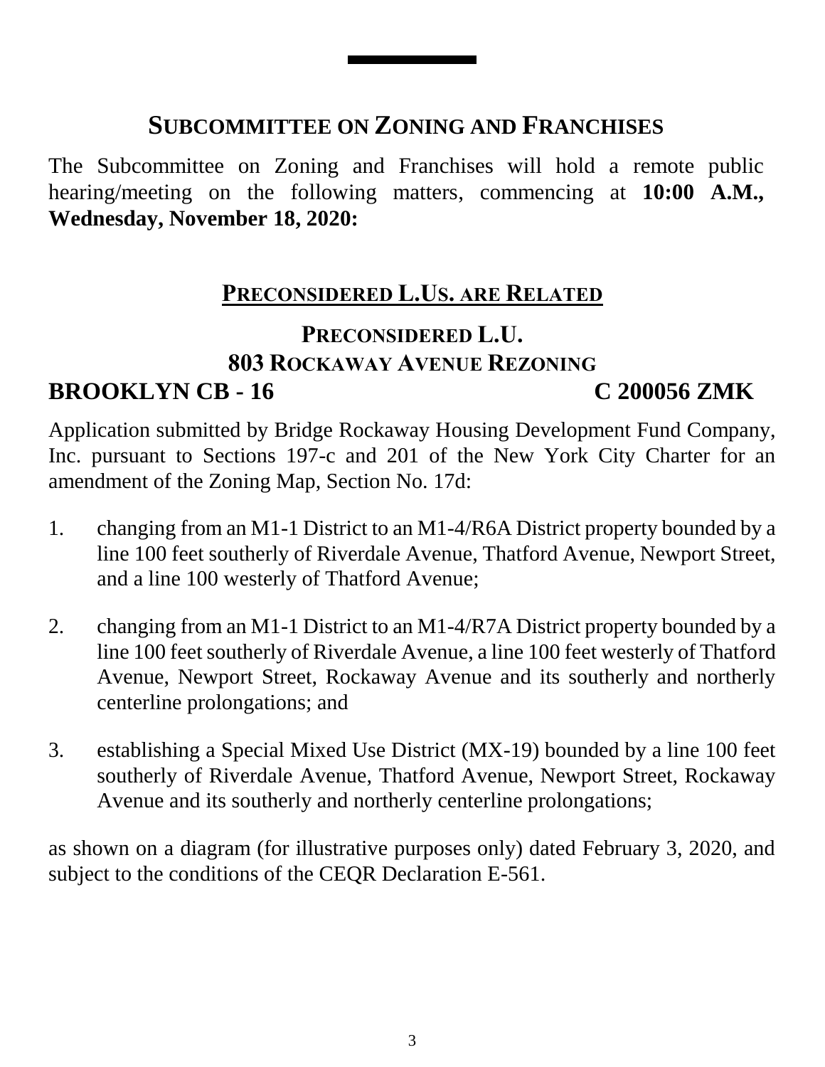## SUBCOMMITTEE ON ZONING AND FRANCHISES

The Subcommittee on Zoning and Franchises will hold a remote public hearing/meeting on the following matters, commencing at **10:00 A.M., Wednesday, November 18, 2020:**

### PRECONSIDERED L.US. ARE RELATED

### PRECONSIDERED L.U.
### 803 ROCKAWAY AVENUE REZONING
### BROOKLYN CB - 16 C 200056 ZMK

Application submitted by Bridge Rockaway Housing Development Fund Company, Inc. pursuant to Sections 197-c and 201 of the New York City Charter for an amendment of the Zoning Map, Section No. 17d:

1. changing from an M1-1 District to an M1-4/R6A District property bounded by a line 100 feet southerly of Riverdale Avenue, Thatford Avenue, Newport Street, and a line 100 westerly of Thatford Avenue;

2. changing from an M1-1 District to an M1-4/R7A District property bounded by a line 100 feet southerly of Riverdale Avenue, a line 100 feet westerly of Thatford Avenue, Newport Street, Rockaway Avenue and its southerly and northerly centerline prolongations; and

3. establishing a Special Mixed Use District (MX-19) bounded by a line 100 feet southerly of Riverdale Avenue, Thatford Avenue, Newport Street, Rockaway Avenue and its southerly and northerly centerline prolongations;

as shown on a diagram (for illustrative purposes only) dated February 3, 2020, and subject to the conditions of the CEQR Declaration E-561.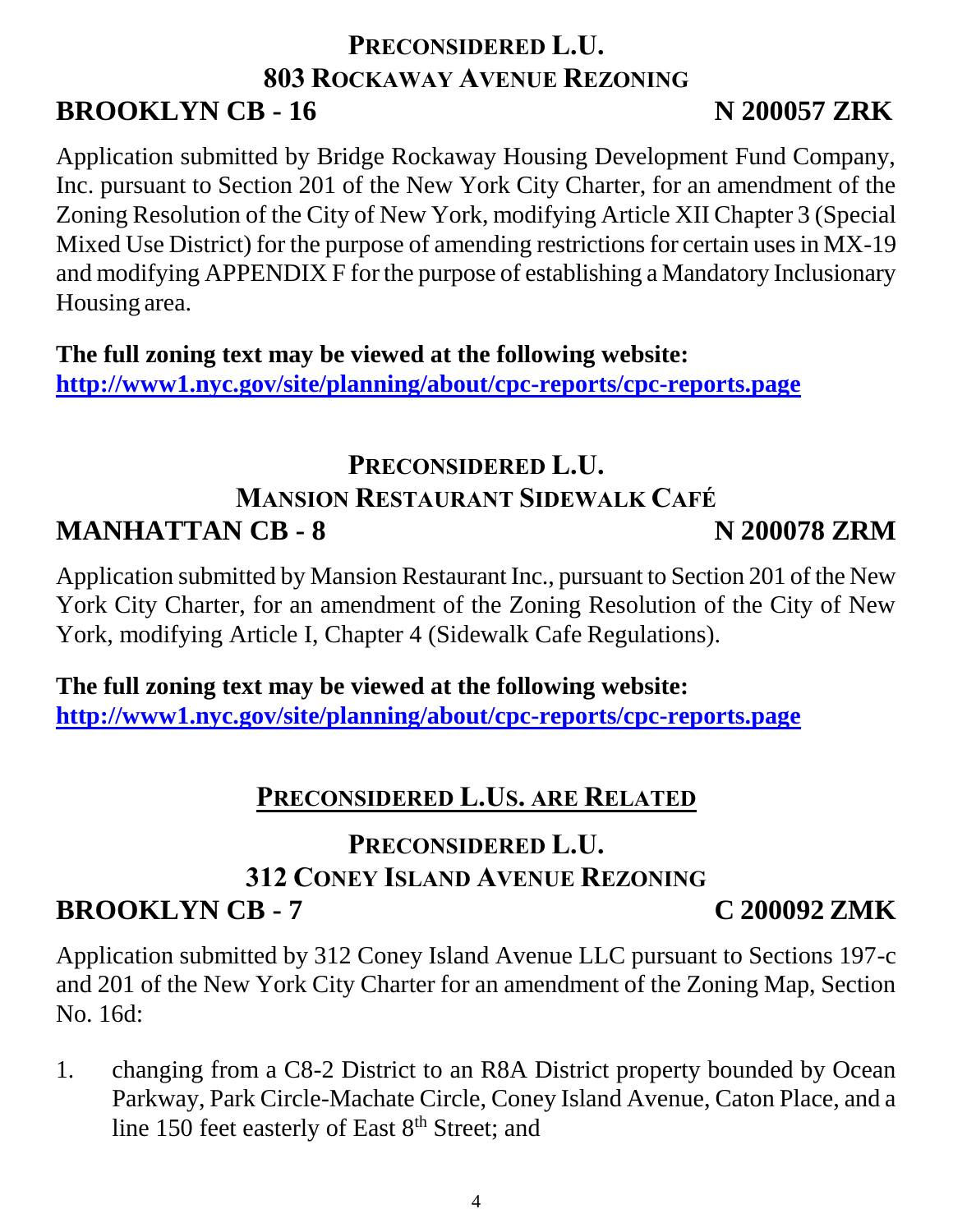## PRECONSIDERED L.U.
## 803 ROCKAWAY AVENUE REZONING

**BROOKLYN CB - 16** **N 200057 ZRK**

Application submitted by Bridge Rockaway Housing Development Fund Company, Inc. pursuant to Section 201 of the New York City Charter, for an amendment of the Zoning Resolution of the City of New York, modifying Article XII Chapter 3 (Special Mixed Use District) for the purpose of amending restrictions for certain uses in MX-19 and modifying APPENDIX F for the purpose of establishing a Mandatory Inclusionary Housing area.

**The full zoning text may be viewed at the following website:**
**http://www1.nyc.gov/site/planning/about/cpc-reports/cpc-reports.page**

## PRECONSIDERED L.U.
## MANSION RESTAURANT SIDEWALK CAFÉ

**MANHATTAN CB - 8** **N 200078 ZRM**

Application submitted by Mansion Restaurant Inc., pursuant to Section 201 of the New York City Charter, for an amendment of the Zoning Resolution of the City of New York, modifying Article I, Chapter 4 (Sidewalk Cafe Regulations).

**The full zoning text may be viewed at the following website:**
**http://www1.nyc.gov/site/planning/about/cpc-reports/cpc-reports.page**

## PRECONSIDERED L.US. ARE RELATED

## PRECONSIDERED L.U.
## 312 CONEY ISLAND AVENUE REZONING

**BROOKLYN CB - 7** **C 200092 ZMK**

Application submitted by 312 Coney Island Avenue LLC pursuant to Sections 197-c and 201 of the New York City Charter for an amendment of the Zoning Map, Section No. 16d:

1. changing from a C8-2 District to an R8A District property bounded by Ocean Parkway, Park Circle-Machate Circle, Coney Island Avenue, Caton Place, and a line 150 feet easterly of East 8th Street; and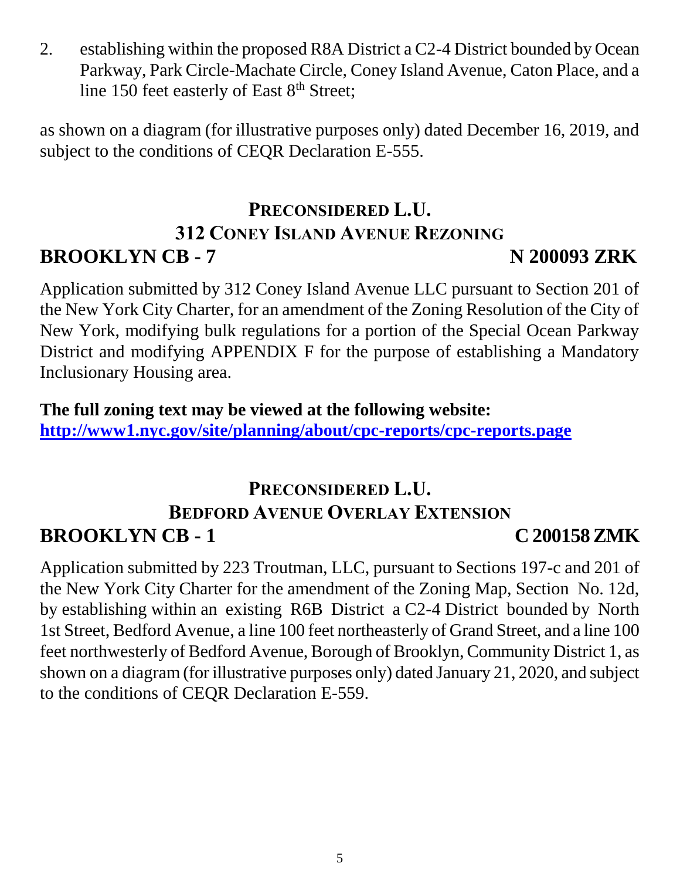2. establishing within the proposed R8A District a C2-4 District bounded by Ocean Parkway, Park Circle-Machate Circle, Coney Island Avenue, Caton Place, and a line 150 feet easterly of East 8th Street;

as shown on a diagram (for illustrative purposes only) dated December 16, 2019, and subject to the conditions of CEQR Declaration E-555.

## PRECONSIDERED L.U.
## 312 CONEY ISLAND AVENUE REZONING

**BROOKLYN CB - 7 N 200093 ZRK**

Application submitted by 312 Coney Island Avenue LLC pursuant to Section 201 of the New York City Charter, for an amendment of the Zoning Resolution of the City of New York, modifying bulk regulations for a portion of the Special Ocean Parkway District and modifying APPENDIX F for the purpose of establishing a Mandatory Inclusionary Housing area.

**The full zoning text may be viewed at the following website:**
**http://www1.nyc.gov/site/planning/about/cpc-reports/cpc-reports.page**

## PRECONSIDERED L.U.
## BEDFORD AVENUE OVERLAY EXTENSION

**BROOKLYN CB - 1 C 200158 ZMK**

Application submitted by 223 Troutman, LLC, pursuant to Sections 197-c and 201 of the New York City Charter for the amendment of the Zoning Map, Section No. 12d, by establishing within an existing R6B District a C2-4 District bounded by North 1st Street, Bedford Avenue, a line 100 feet northeasterly of Grand Street, and a line 100 feet northwesterly of Bedford Avenue, Borough of Brooklyn, Community District 1, as shown on a diagram (for illustrative purposes only) dated January 21, 2020, and subject to the conditions of CEQR Declaration E-559.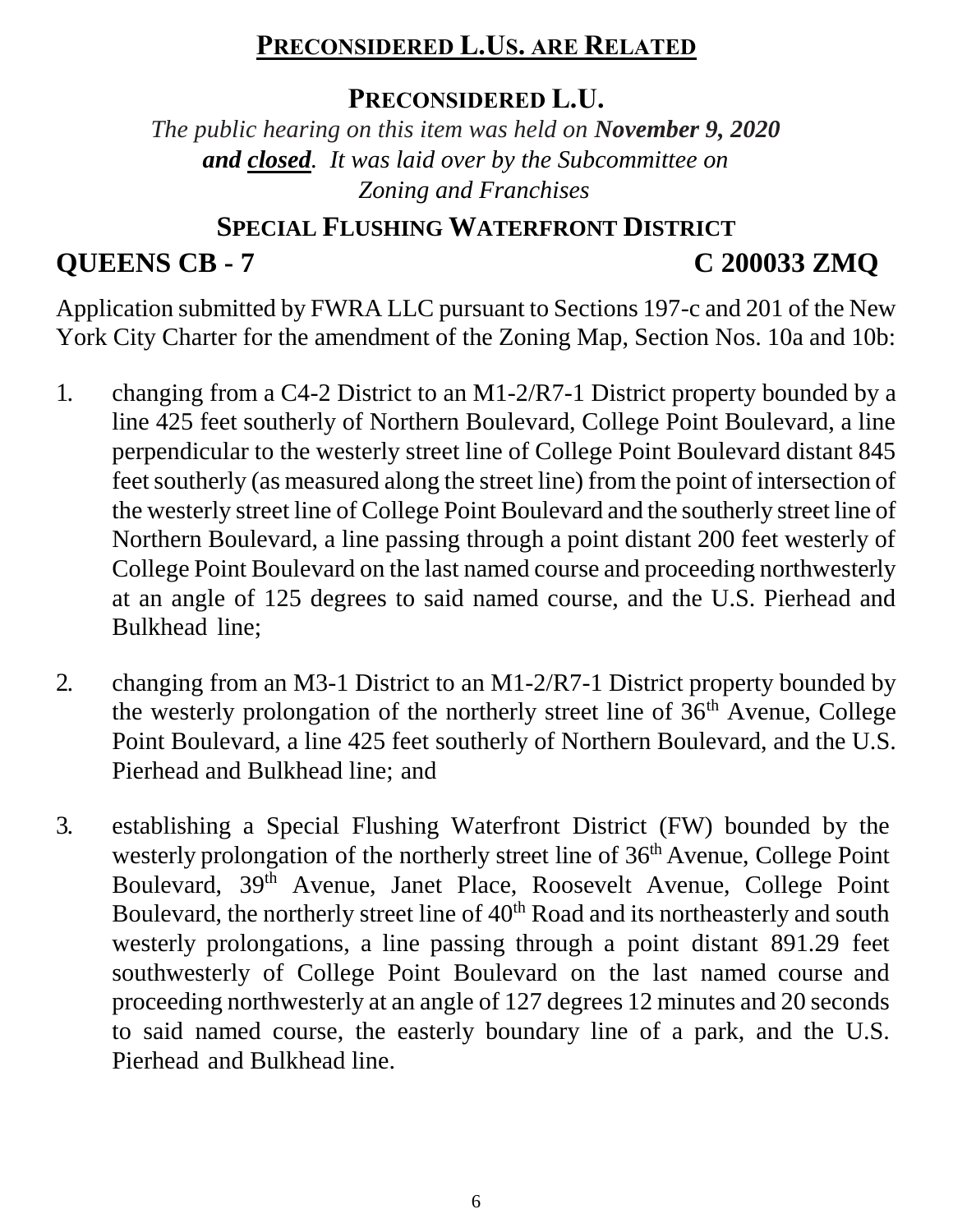## **PRECONSIDERED L.US. ARE RELATED**

### **PRECONSIDERED L.U.**

*The public hearing on this item was held on **November 9, 2020** **and closed**. It was laid over by the Subcommittee on Zoning and Franchises*

### **SPECIAL FLUSHING WATERFRONT DISTRICT**

## **QUEENS CB - 7 C 200033 ZMQ**

Application submitted by FWRA LLC pursuant to Sections 197-c and 201 of the New York City Charter for the amendment of the Zoning Map, Section Nos. 10a and 10b:

1. changing from a C4-2 District to an M1-2/R7-1 District property bounded by a line 425 feet southerly of Northern Boulevard, College Point Boulevard, a line perpendicular to the westerly street line of College Point Boulevard distant 845 feet southerly (as measured along the street line) from the point of intersection of the westerly street line of College Point Boulevard and the southerly street line of Northern Boulevard, a line passing through a point distant 200 feet westerly of College Point Boulevard on the last named course and proceeding northwesterly at an angle of 125 degrees to said named course, and the U.S. Pierhead and Bulkhead line;

2. changing from an M3-1 District to an M1-2/R7-1 District property bounded by the westerly prolongation of the northerly street line of 36th Avenue, College Point Boulevard, a line 425 feet southerly of Northern Boulevard, and the U.S. Pierhead and Bulkhead line; and

3. establishing a Special Flushing Waterfront District (FW) bounded by the westerly prolongation of the northerly street line of 36th Avenue, College Point Boulevard, 39th Avenue, Janet Place, Roosevelt Avenue, College Point Boulevard, the northerly street line of 40th Road and its northeasterly and south westerly prolongations, a line passing through a point distant 891.29 feet southwesterly of College Point Boulevard on the last named course and proceeding northwesterly at an angle of 127 degrees 12 minutes and 20 seconds to said named course, the easterly boundary line of a park, and the U.S. Pierhead and Bulkhead line.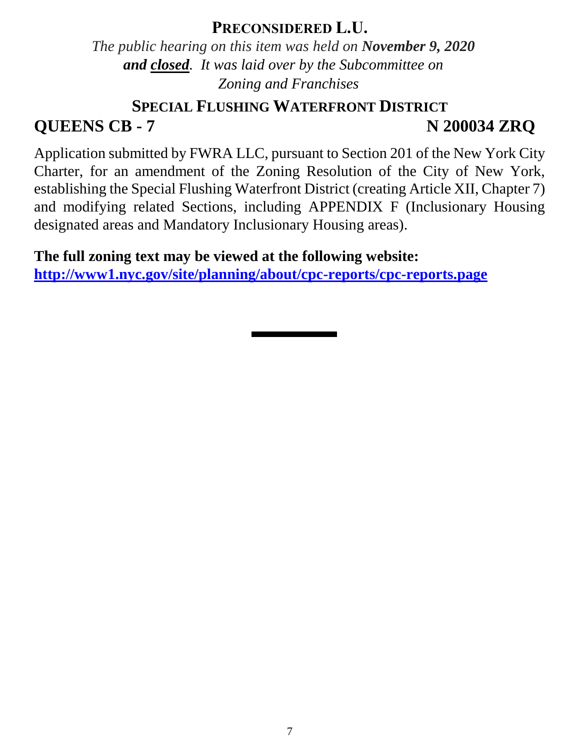## PRECONSIDERED L.U.

*The public hearing on this item was held on* ***November 9, 2020 and closed****. It was laid over by the Subcommittee on Zoning and Franchises*

## SPECIAL FLUSHING WATERFRONT DISTRICT

**QUEENS CB - 7** **N 200034 ZRQ**

Application submitted by FWRA LLC, pursuant to Section 201 of the New York City Charter, for an amendment of the Zoning Resolution of the City of New York, establishing the Special Flushing Waterfront District (creating Article XII, Chapter 7) and modifying related Sections, including APPENDIX F (Inclusionary Housing designated areas and Mandatory Inclusionary Housing areas).

**The full zoning text may be viewed at the following website:**
**http://www1.nyc.gov/site/planning/about/cpc-reports/cpc-reports.page**